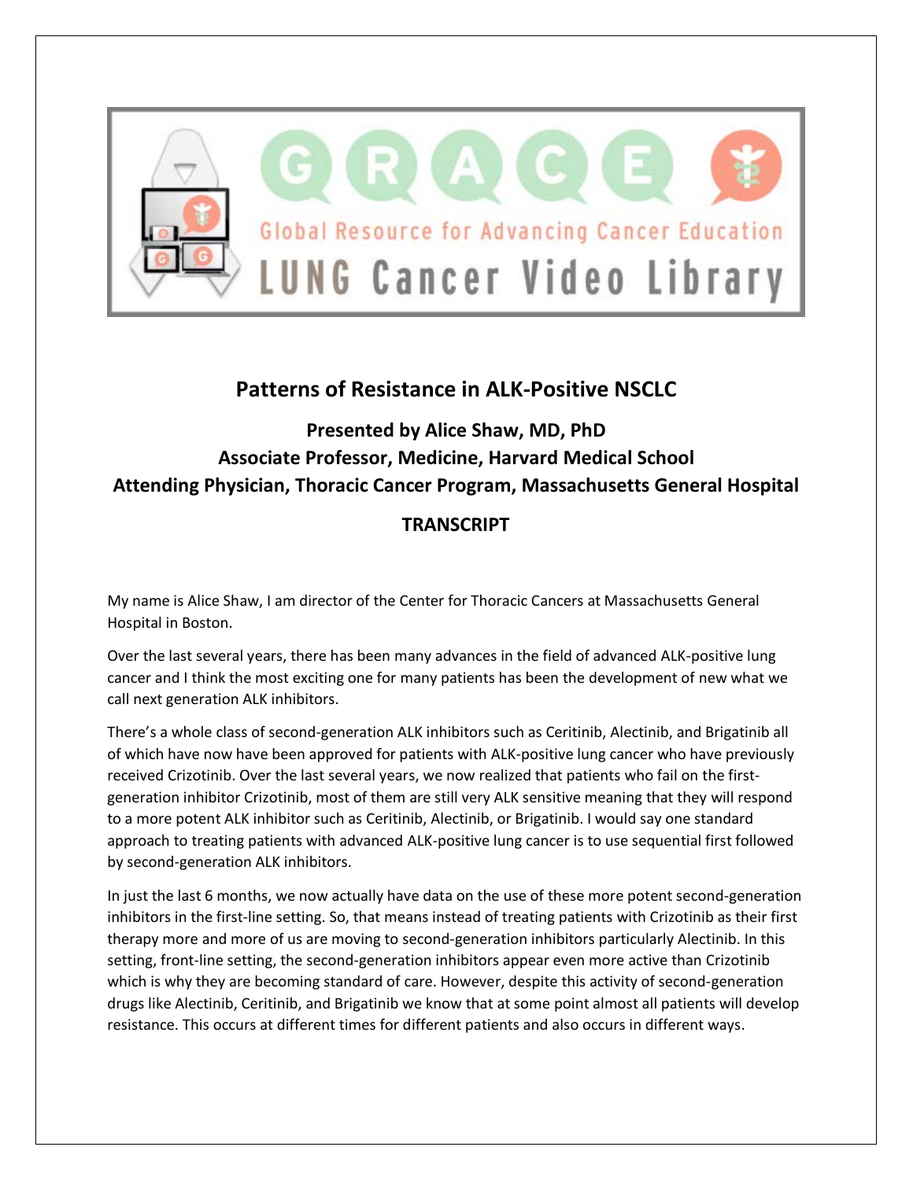# Patterns of Resistance in ALK-Positive NSCLC

## Presented by Alice Shaw, MD, PhD
## Associate Professor, Medicine, Harvard Medical School
## Attending Physician, Thoracic Cancer Program, Massachusetts General Hospital

## TRANSCRIPT

My name is Alice Shaw, I am director of the Center for Thoracic Cancers at Massachusetts General Hospital in Boston.

Over the last several years, there has been many advances in the field of advanced ALK-positive lung cancer and I think the most exciting one for many patients has been the development of new what we call next generation ALK inhibitors.

There's a whole class of second-generation ALK inhibitors such as Ceritinib, Alectinib, and Brigatinib all of which have now have been approved for patients with ALK-positive lung cancer who have previously received Crizotinib. Over the last several years, we now realized that patients who fail on the first-generation inhibitor Crizotinib, most of them are still very ALK sensitive meaning that they will respond to a more potent ALK inhibitor such as Ceritinib, Alectinib, or Brigatinib. I would say one standard approach to treating patients with advanced ALK-positive lung cancer is to use sequential first followed by second-generation ALK inhibitors.

In just the last 6 months, we now actually have data on the use of these more potent second-generation inhibitors in the first-line setting. So, that means instead of treating patients with Crizotinib as their first therapy more and more of us are moving to second-generation inhibitors particularly Alectinib. In this setting, front-line setting, the second-generation inhibitors appear even more active than Crizotinib which is why they are becoming standard of care. However, despite this activity of second-generation drugs like Alectinib, Ceritinib, and Brigatinib we know that at some point almost all patients will develop resistance. This occurs at different times for different patients and also occurs in different ways.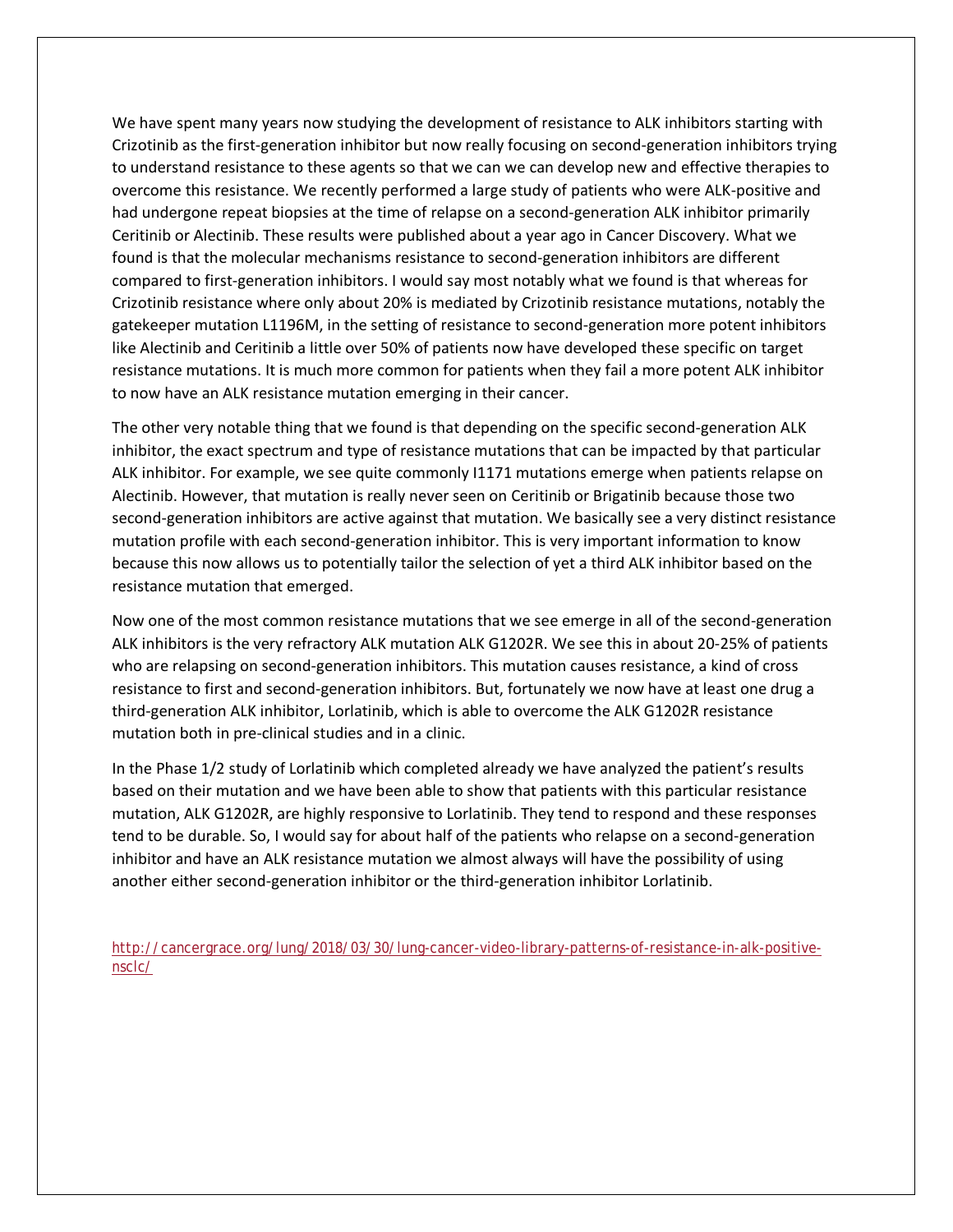We have spent many years now studying the development of resistance to ALK inhibitors starting with Crizotinib as the first-generation inhibitor but now really focusing on second-generation inhibitors trying to understand resistance to these agents so that we can we can develop new and effective therapies to overcome this resistance. We recently performed a large study of patients who were ALK-positive and had undergone repeat biopsies at the time of relapse on a second-generation ALK inhibitor primarily Ceritinib or Alectinib. These results were published about a year ago in Cancer Discovery. What we found is that the molecular mechanisms resistance to second-generation inhibitors are different compared to first-generation inhibitors. I would say most notably what we found is that whereas for Crizotinib resistance where only about 20% is mediated by Crizotinib resistance mutations, notably the gatekeeper mutation L1196M, in the setting of resistance to second-generation more potent inhibitors like Alectinib and Ceritinib a little over 50% of patients now have developed these specific on target resistance mutations. It is much more common for patients when they fail a more potent ALK inhibitor to now have an ALK resistance mutation emerging in their cancer.

The other very notable thing that we found is that depending on the specific second-generation ALK inhibitor, the exact spectrum and type of resistance mutations that can be impacted by that particular ALK inhibitor. For example, we see quite commonly I1171 mutations emerge when patients relapse on Alectinib. However, that mutation is really never seen on Ceritinib or Brigatinib because those two second-generation inhibitors are active against that mutation. We basically see a very distinct resistance mutation profile with each second-generation inhibitor. This is very important information to know because this now allows us to potentially tailor the selection of yet a third ALK inhibitor based on the resistance mutation that emerged.

Now one of the most common resistance mutations that we see emerge in all of the second-generation ALK inhibitors is the very refractory ALK mutation ALK G1202R. We see this in about 20-25% of patients who are relapsing on second-generation inhibitors. This mutation causes resistance, a kind of cross resistance to first and second-generation inhibitors. But, fortunately we now have at least one drug a third-generation ALK inhibitor, Lorlatinib, which is able to overcome the ALK G1202R resistance mutation both in pre-clinical studies and in a clinic.

In the Phase 1/2 study of Lorlatinib which completed already we have analyzed the patient's results based on their mutation and we have been able to show that patients with this particular resistance mutation, ALK G1202R, are highly responsive to Lorlatinib. They tend to respond and these responses tend to be durable. So, I would say for about half of the patients who relapse on a second-generation inhibitor and have an ALK resistance mutation we almost always will have the possibility of using another either second-generation inhibitor or the third-generation inhibitor Lorlatinib.

http://cancergrace.org/lung/2018/03/30/lung-cancer-video-library-patterns-of-resistance-in-alk-positive-nsclc/